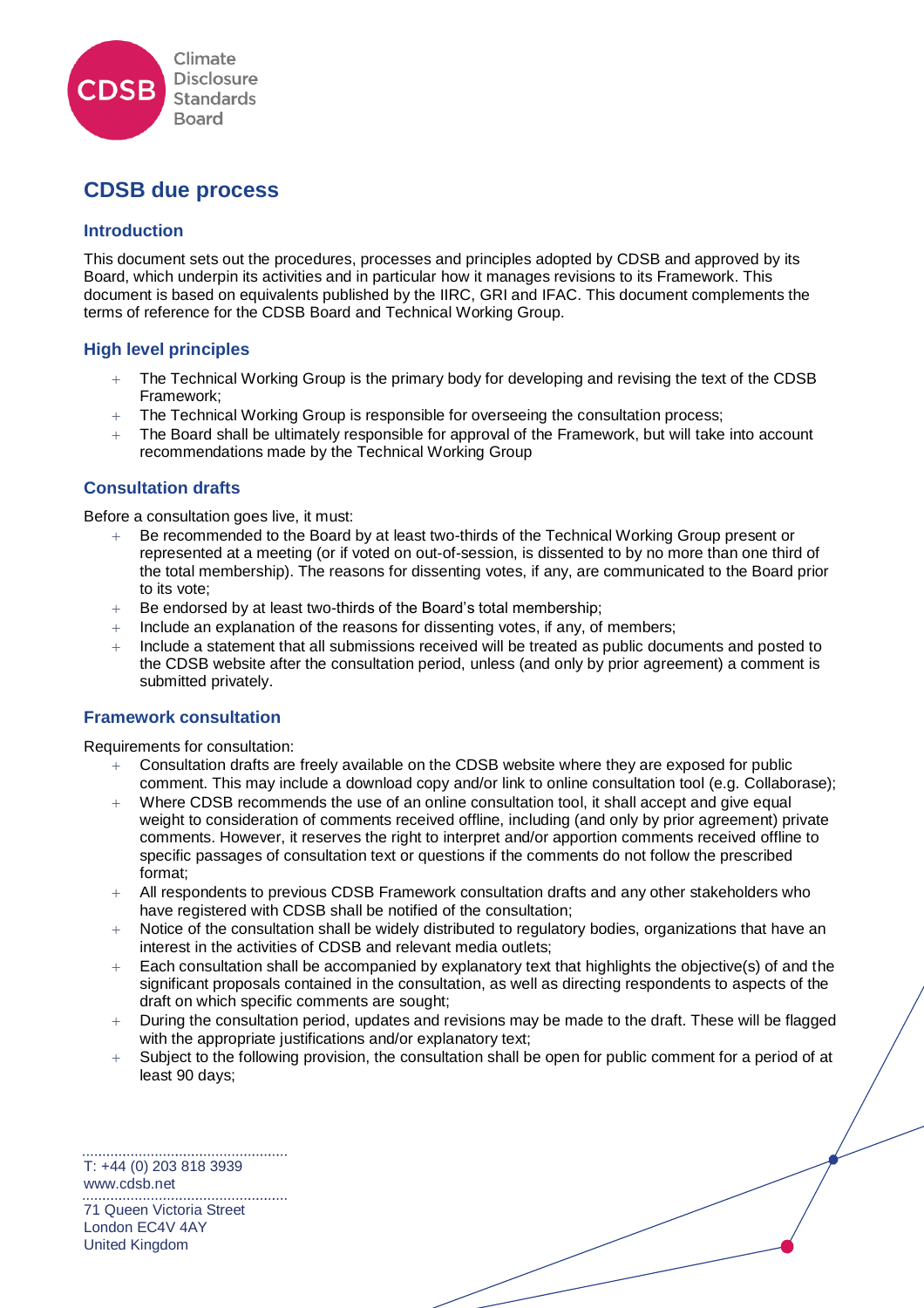# CDSB due process

## Introduction

This document sets out the procedures, processes and principles adopted by CDSB and approved by its Board, which underpin its activities and in particular how it manages revisions to its Framework. This document is based on equivalents published by the IIRC, GRI and IFAC. This document complements the terms of reference for the CDSB Board and Technical Working Group.

## High level principles

- The Technical Working Group is the primary body for developing and revising the text of the CDSB Framework;
- The Technical Working Group is responsible for overseeing the consultation process;
- The Board shall be ultimately responsible for approval of the Framework, but will take into account recommendations made by the Technical Working Group

## Consultation drafts

Before a consultation goes live, it must:

- Be recommended to the Board by at least two-thirds of the Technical Working Group present or represented at a meeting (or if voted on out-of-session, is dissented to by no more than one third of the total membership). The reasons for dissenting votes, if any, are communicated to the Board prior to its vote;
- Be endorsed by at least two-thirds of the Board's total membership;
- Include an explanation of the reasons for dissenting votes, if any, of members;
- Include a statement that all submissions received will be treated as public documents and posted to the CDSB website after the consultation period, unless (and only by prior agreement) a comment is submitted privately.

## Framework consultation

Requirements for consultation:

- Consultation drafts are freely available on the CDSB website where they are exposed for public comment. This may include a download copy and/or link to online consultation tool (e.g. Collaborase);
- Where CDSB recommends the use of an online consultation tool, it shall accept and give equal weight to consideration of comments received offline, including (and only by prior agreement) private comments. However, it reserves the right to interpret and/or apportion comments received offline to specific passages of consultation text or questions if the comments do not follow the prescribed format;
- All respondents to previous CDSB Framework consultation drafts and any other stakeholders who have registered with CDSB shall be notified of the consultation;
- Notice of the consultation shall be widely distributed to regulatory bodies, organizations that have an interest in the activities of CDSB and relevant media outlets;
- Each consultation shall be accompanied by explanatory text that highlights the objective(s) of and the significant proposals contained in the consultation, as well as directing respondents to aspects of the draft on which specific comments are sought;
- During the consultation period, updates and revisions may be made to the draft. These will be flagged with the appropriate justifications and/or explanatory text;
- Subject to the following provision, the consultation shall be open for public comment for a period of at least 90 days;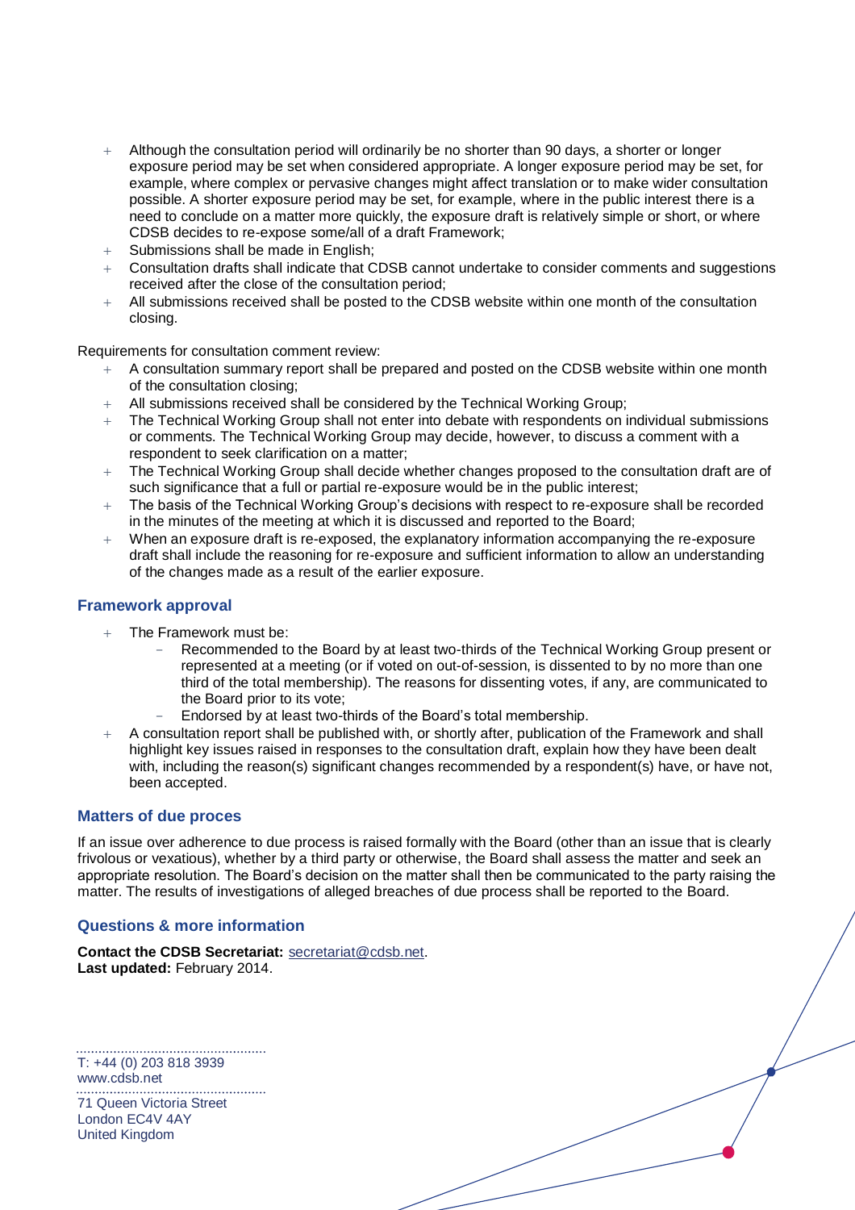- Although the consultation period will ordinarily be no shorter than 90 days, a shorter or longer exposure period may be set when considered appropriate. A longer exposure period may be set, for example, where complex or pervasive changes might affect translation or to make wider consultation possible. A shorter exposure period may be set, for example, where in the public interest there is a need to conclude on a matter more quickly, the exposure draft is relatively simple or short, or where CDSB decides to re-expose some/all of a draft Framework;
- Submissions shall be made in English;
- Consultation drafts shall indicate that CDSB cannot undertake to consider comments and suggestions received after the close of the consultation period;
- All submissions received shall be posted to the CDSB website within one month of the consultation closing.

Requirements for consultation comment review:

- A consultation summary report shall be prepared and posted on the CDSB website within one month of the consultation closing;
- All submissions received shall be considered by the Technical Working Group;
- The Technical Working Group shall not enter into debate with respondents on individual submissions or comments. The Technical Working Group may decide, however, to discuss a comment with a respondent to seek clarification on a matter;
- The Technical Working Group shall decide whether changes proposed to the consultation draft are of such significance that a full or partial re-exposure would be in the public interest;
- The basis of the Technical Working Group's decisions with respect to re-exposure shall be recorded in the minutes of the meeting at which it is discussed and reported to the Board;
- When an exposure draft is re-exposed, the explanatory information accompanying the re-exposure draft shall include the reasoning for re-exposure and sufficient information to allow an understanding of the changes made as a result of the earlier exposure.

## Framework approval

- The Framework must be:
  - Recommended to the Board by at least two-thirds of the Technical Working Group present or represented at a meeting (or if voted on out-of-session, is dissented to by no more than one third of the total membership). The reasons for dissenting votes, if any, are communicated to the Board prior to its vote;
  - Endorsed by at least two-thirds of the Board's total membership.
- A consultation report shall be published with, or shortly after, publication of the Framework and shall highlight key issues raised in responses to the consultation draft, explain how they have been dealt with, including the reason(s) significant changes recommended by a respondent(s) have, or have not, been accepted.

## Matters of due proces

If an issue over adherence to due process is raised formally with the Board (other than an issue that is clearly frivolous or vexatious), whether by a third party or otherwise, the Board shall assess the matter and seek an appropriate resolution. The Board's decision on the matter shall then be communicated to the party raising the matter. The results of investigations of alleged breaches of due process shall be reported to the Board.

## Questions & more information

**Contact the CDSB Secretariat:** secretariat@cdsb.net.
**Last updated:** February 2014.

T: +44 (0) 203 818 3939
www.cdsb.net

71 Queen Victoria Street
London EC4V 4AY
United Kingdom